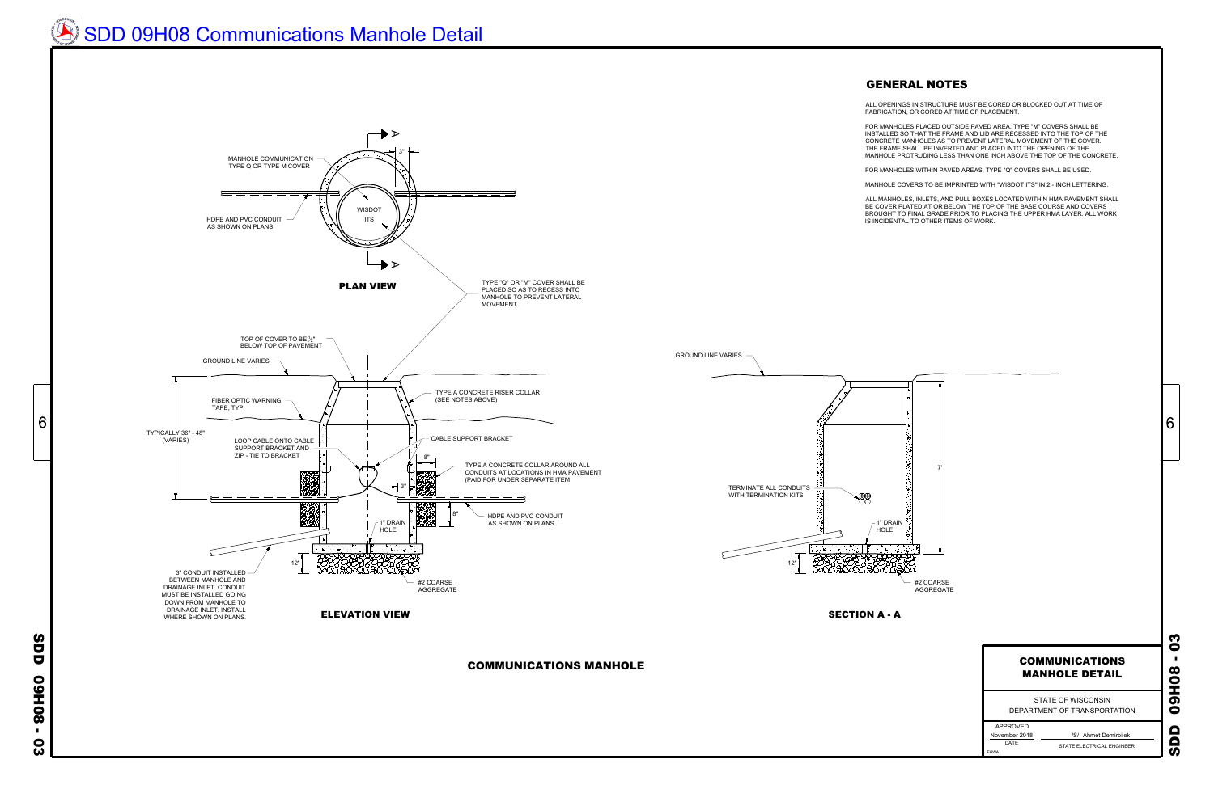# SDD 09H08 Communications Manhole Detail

## GENERAL NOTES

ALL OPENINGS IN STRUCTURE MUST BE CORED OR BLOCKED OUT AT TIME OF FABRICATION, OR CORED AT TIME OF PLACEMENT.

FOR MANHOLES PLACED OUTSIDE PAVED AREA, TYPE "M" COVERS SHALL BE INSTALLED SO THAT THE FRAME AND LID ARE RECESSED INTO THE TOP OF THE CONCRETE MANHOLES AS TO PREVENT LATERAL MOVEMENT OF THE COVER. THE FRAME SHALL BE INVERTED AND PLACED INTO THE OPENING OF THE MANHOLE PROTRUDING LESS THAN ONE INCH ABOVE THE TOP OF THE CONCRETE.

FOR MANHOLES WITHIN PAVED AREAS, TYPE "Q" COVERS SHALL BE USED.

MANHOLE COVERS TO BE IMPRINTED WITH "WISDOT ITS" IN 2 - INCH LETTERING.

ALL MANHOLES, INLETS, AND PULL BOXES LOCATED WITHIN HMA PAVEMENT SHALL BE COVER PLATED AT OR BELOW THE TOP OF THE BASE COURSE AND COVERS BROUGHT TO FINAL GRADE PRIOR TO PLACING THE UPPER HMA LAYER. ALL WORK IS INCIDENTAL TO OTHER ITEMS OF WORK.

### PLAN VIEW

MANHOLE COMMUNICATION TYPE Q OR TYPE M COVER

HDPE AND PVC CONDUIT AS SHOWN ON PLANS

WISDOT ITS

3"

TYPE "Q" OR "M" COVER SHALL BE PLACED SO AS TO RECESS INTO MANHOLE TO PREVENT LATERAL MOVEMENT.

### ELEVATION VIEW

TOP OF COVER TO BE ½" BELOW TOP OF PAVEMENT

GROUND LINE VARIES

FIBER OPTIC WARNING TAPE, TYP.

TYPICALLY 36" - 48" (VARIES)

LOOP CABLE ONTO CABLE SUPPORT BRACKET AND ZIP - TIE TO BRACKET

TYPE A CONCRETE RISER COLLAR (SEE NOTES ABOVE)

CABLE SUPPORT BRACKET

TYPE A CONCRETE COLLAR AROUND ALL CONDUITS AT LOCATIONS IN HMA PAVEMENT (PAID FOR UNDER SEPARATE ITEM

8"

3"

8"

HDPE AND PVC CONDUIT AS SHOWN ON PLANS

1" DRAIN HOLE

12"

3" CONDUIT INSTALLED BETWEEN MANHOLE AND DRAINAGE INLET. CONDUIT MUST BE INSTALLED GOING DOWN FROM MANHOLE TO DRAINAGE INLET. INSTALL WHERE SHOWN ON PLANS.

#2 COARSE AGGREGATE

### SECTION A - A

GROUND LINE VARIES

TERMINATE ALL CONDUITS WITH TERMINATION KITS

7'

1" DRAIN HOLE

12"

#2 COARSE AGGREGATE

## COMMUNICATIONS MANHOLE

**COMMUNICATIONS MANHOLE DETAIL**

STATE OF WISCONSIN
DEPARTMENT OF TRANSPORTATION

APPROVED
November 2018 — /S/ Ahmet Demirbilek
DATE — STATE ELECTRICAL ENGINEER
FHWA

SDD 09H08 - 03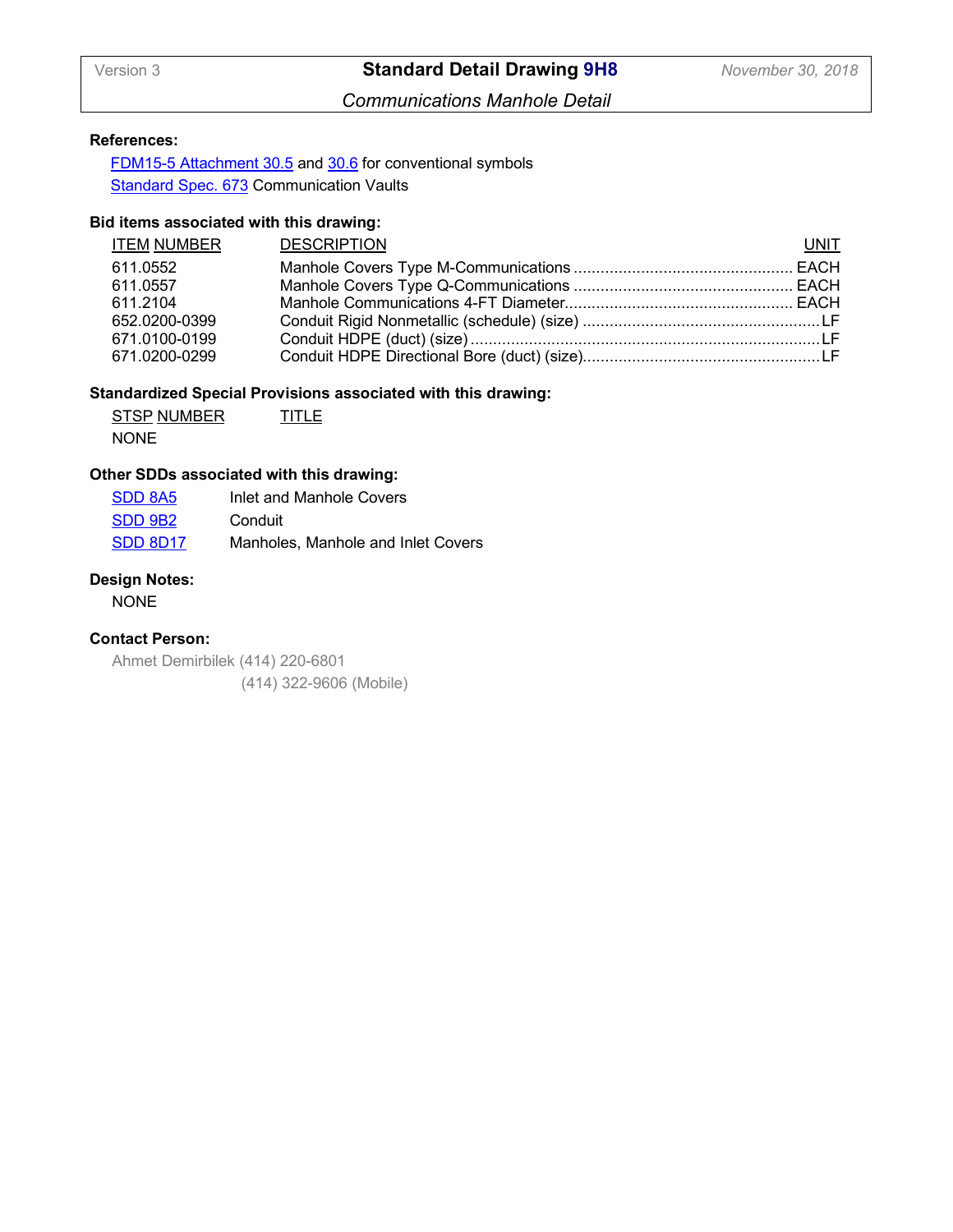Version 3 | **Standard Detail Drawing 9H8** | *November 30, 2018*

*Communications Manhole Detail*

**References:**

FDM15-5 Attachment 30.5 and 30.6 for conventional symbols
Standard Spec. 673 Communication Vaults

**Bid items associated with this drawing:**

| ITEM NUMBER | DESCRIPTION | UNIT |
|---|---|---|
| 611.0552 | Manhole Covers Type M-Communications | EACH |
| 611.0557 | Manhole Covers Type Q-Communications | EACH |
| 611.2104 | Manhole Communications 4-FT Diameter | EACH |
| 652.0200-0399 | Conduit Rigid Nonmetallic (schedule) (size) | LF |
| 671.0100-0199 | Conduit HDPE (duct) (size) | LF |
| 671.0200-0299 | Conduit HDPE Directional Bore (duct) (size) | LF |

**Standardized Special Provisions associated with this drawing:**

| STSP NUMBER | TITLE |
|---|---|
| NONE | |

**Other SDDs associated with this drawing:**

| | |
|---|---|
| SDD 8A5 | Inlet and Manhole Covers |
| SDD 9B2 | Conduit |
| SDD 8D17 | Manholes, Manhole and Inlet Covers |

**Design Notes:**

NONE

**Contact Person:**

Ahmet Demirbilek (414) 220-6801
(414) 322-9606 (Mobile)